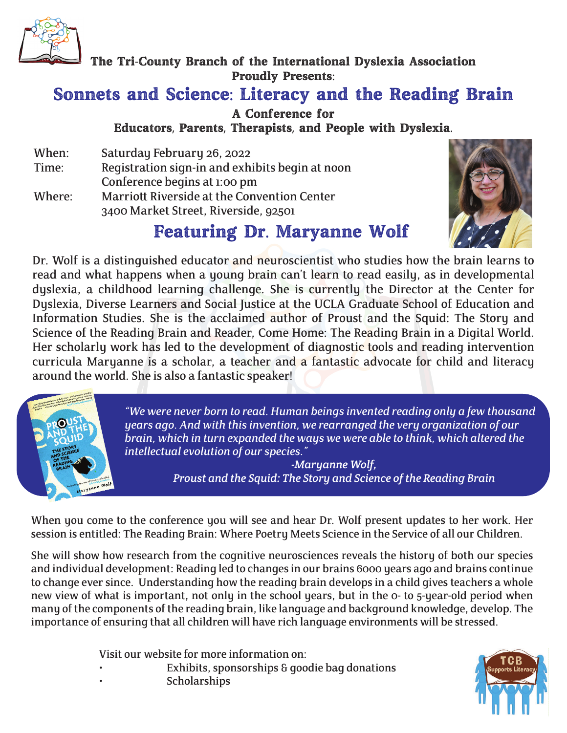**The Tri-County Branch of the International Dyslexia Association**
**Proudly Presents:**

# Sonnets and Science: Literacy and the Reading Brain

**A Conference for**
**Educators, Parents, Therapists, and People with Dyslexia.**

| | |
|---|---|
| When: | Saturday February 26, 2022 |
| Time: | Registration sign-in and exhibits begin at noon<br>Conference begins at 1:00 pm |
| Where: | Marriott Riverside at the Convention Center<br>3400 Market Street, Riverside, 92501 |

## Featuring Dr. Maryanne Wolf

Dr. Wolf is a distinguished educator and neuroscientist who studies how the brain learns to read and what happens when a young brain can't learn to read easily, as in developmental dyslexia, a childhood learning challenge. She is currently the Director at the Center for Dyslexia, Diverse Learners and Social Justice at the UCLA Graduate School of Education and Information Studies. She is the acclaimed author of Proust and the Squid: The Story and Science of the Reading Brain and Reader, Come Home: The Reading Brain in a Digital World. Her scholarly work has led to the development of diagnostic tools and reading intervention curricula Maryanne is a scholar, a teacher and a fantastic advocate for child and literacy around the world. She is also a fantastic speaker!

*"We were never born to read. Human beings invented reading only a few thousand years ago. And with this invention, we rearranged the very organization of our brain, which in turn expanded the ways we were able to think, which altered the intellectual evolution of our species."*

*-Maryanne Wolf,*
*Proust and the Squid: The Story and Science of the Reading Brain*

When you come to the conference you will see and hear Dr. Wolf present updates to her work. Her session is entitled: The Reading Brain: Where Poetry Meets Science in the Service of all our Children.

She will show how research from the cognitive neurosciences reveals the history of both our species and individual development: Reading led to changes in our brains 6000 years ago and brains continue to change ever since. Understanding how the reading brain develops in a child gives teachers a whole new view of what is important, not only in the school years, but in the 0- to 5-year-old period when many of the components of the reading brain, like language and background knowledge, develop. The importance of ensuring that all children will have rich language environments will be stressed.

Visit our website for more information on:

- Exhibits, sponsorships & goodie bag donations
- Scholarships

TCB Supports Literacy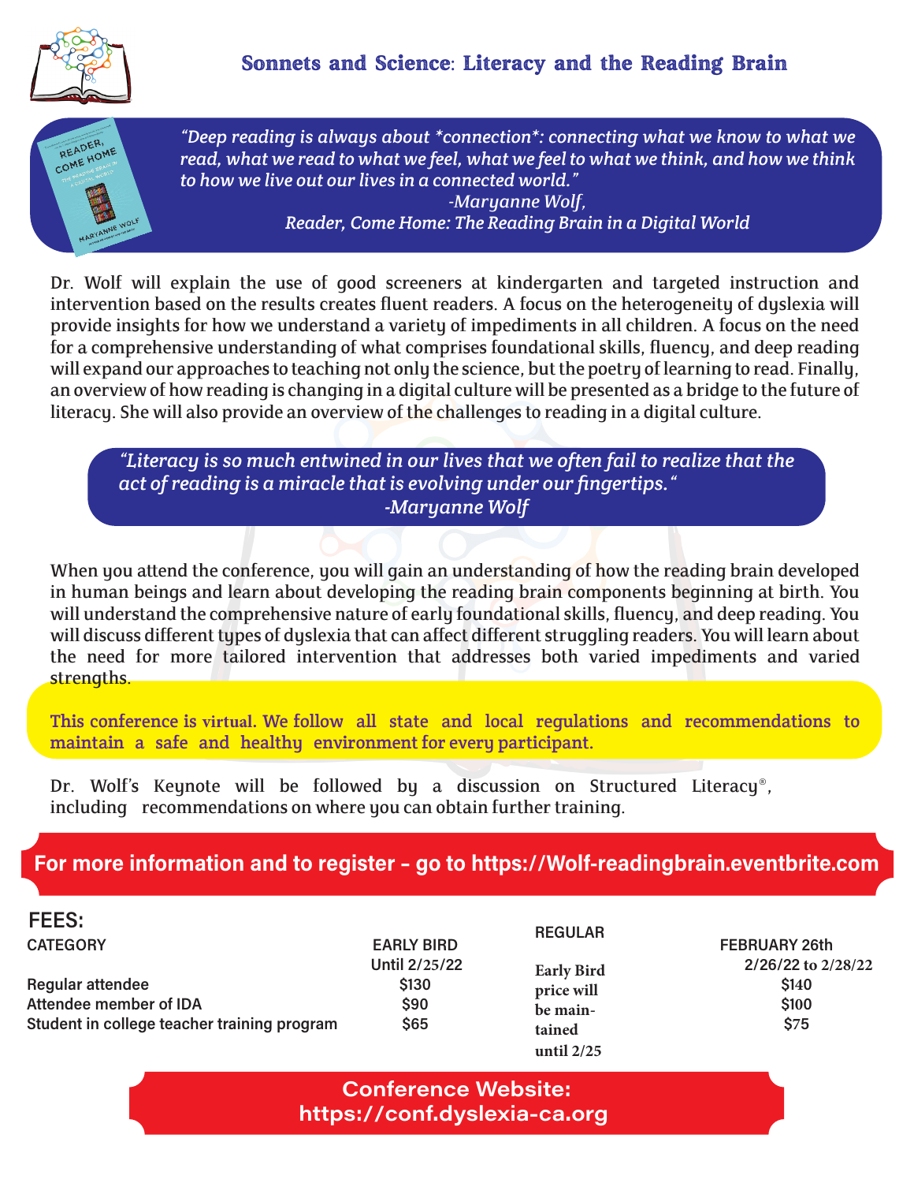# Sonnets and Science: Literacy and the Reading Brain

*"Deep reading is always about \*connection\*: connecting what we know to what we read, what we read to what we feel, what we feel to what we think, and how we think to how we live out our lives in a connected world."*
*-Maryanne Wolf,*
*Reader, Come Home: The Reading Brain in a Digital World*

Dr. Wolf will explain the use of good screeners at kindergarten and targeted instruction and intervention based on the results creates fluent readers. A focus on the heterogeneity of dyslexia will provide insights for how we understand a variety of impediments in all children. A focus on the need for a comprehensive understanding of what comprises foundational skills, fluency, and deep reading will expand our approaches to teaching not only the science, but the poetry of learning to read. Finally, an overview of how reading is changing in a digital culture will be presented as a bridge to the future of literacy. She will also provide an overview of the challenges to reading in a digital culture.

*"Literacy is so much entwined in our lives that we often fail to realize that the act of reading is a miracle that is evolving under our fingertips."*
*-Maryanne Wolf*

When you attend the conference, you will gain an understanding of how the reading brain developed in human beings and learn about developing the reading brain components beginning at birth. You will understand the comprehensive nature of early foundational skills, fluency, and deep reading. You will discuss different types of dyslexia that can affect different struggling readers. You will learn about the need for more tailored intervention that addresses both varied impediments and varied strengths.

This conference is virtual. We follow all state and local regulations and recommendations to maintain a safe and healthy environment for every participant.

Dr. Wolf's Keynote will be followed by a discussion on Structured Literacy®, including recommendations on where you can obtain further training.

**For more information and to register - go to https://Wolf-readingbrain.eventbrite.com**

## FEES:

| CATEGORY | EARLY BIRD Until 2/25/22 | REGULAR | FEBRUARY 26th 2/26/22 to 2/28/22 |
|---|---|---|---|
| Regular attendee | $130 | Early Bird price will be maintained until 2/25 | $140 |
| Attendee member of IDA | $90 | | $100 |
| Student in college teacher training program | $65 | | $75 |

**Conference Website: https://conf.dyslexia-ca.org**